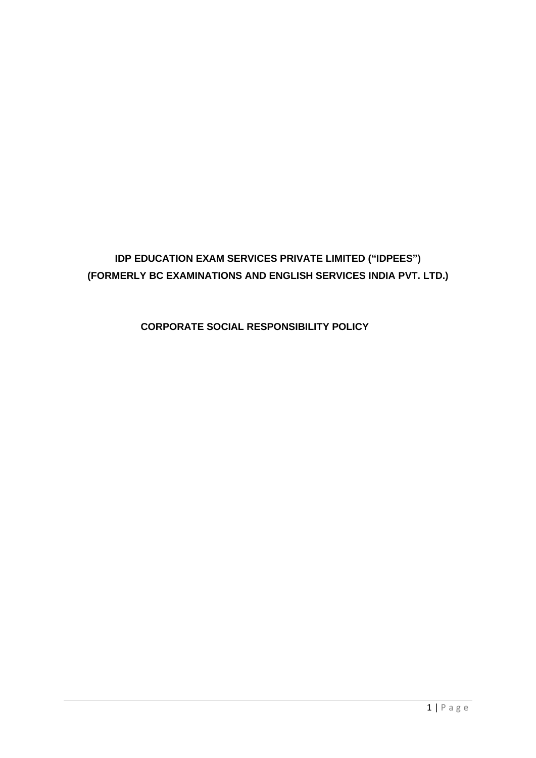# IDP EDUCATION EXAM SERVICES PRIVATE LIMITED ("IDPEES")
# (FORMERLY BC EXAMINATIONS AND ENGLISH SERVICES INDIA PVT. LTD.)

## CORPORATE SOCIAL RESPONSIBILITY POLICY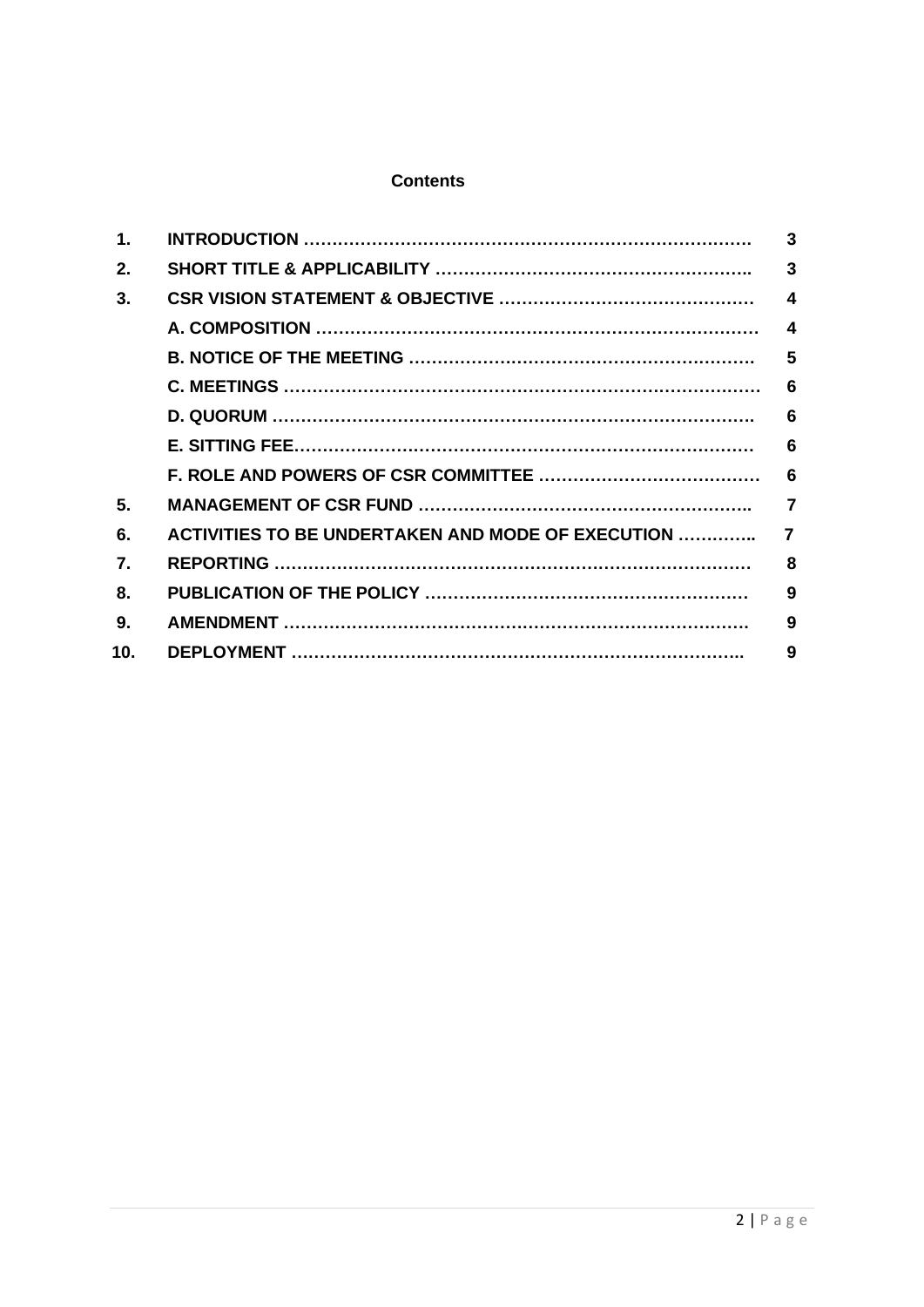**Contents**

| | | |
|---|---|---|
| **1.** | **INTRODUCTION ……………………………………………………………………….** | **3** |
| **2.** | **SHORT TITLE & APPLICABILITY ………………………………………………..** | **3** |
| **3.** | **CSR VISION STATEMENT & OBJECTIVE ………………………………………** | **4** |
| | **A. COMPOSITION ……………………………………………………………………** | **4** |
| | **B. NOTICE OF THE MEETING …………………………………………………….** | **5** |
| | **C. MEETINGS …………………………………………………………………………** | **6** |
| | **D. QUORUM …………………………………………………………………………….** | **6** |
| | **E. SITTING FEE………………………………………………………………………** | **6** |
| | **F. ROLE AND POWERS OF CSR COMMITTEE …………………………………** | **6** |
| **5.** | **MANAGEMENT OF CSR FUND …………………………………………………..** | **7** |
| **6.** | **ACTIVITIES TO BE UNDERTAKEN AND MODE OF EXECUTION …………..** | **7** |
| **7.** | **REPORTING …………………………………………………………………………** | **8** |
| **8.** | **PUBLICATION OF THE POLICY …………………………………………………** | **9** |
| **9.** | **AMENDMENT …………………………………………………………………………** | **9** |
| **10.** | **DEPLOYMENT ……………………………………………………………………..** | **9** |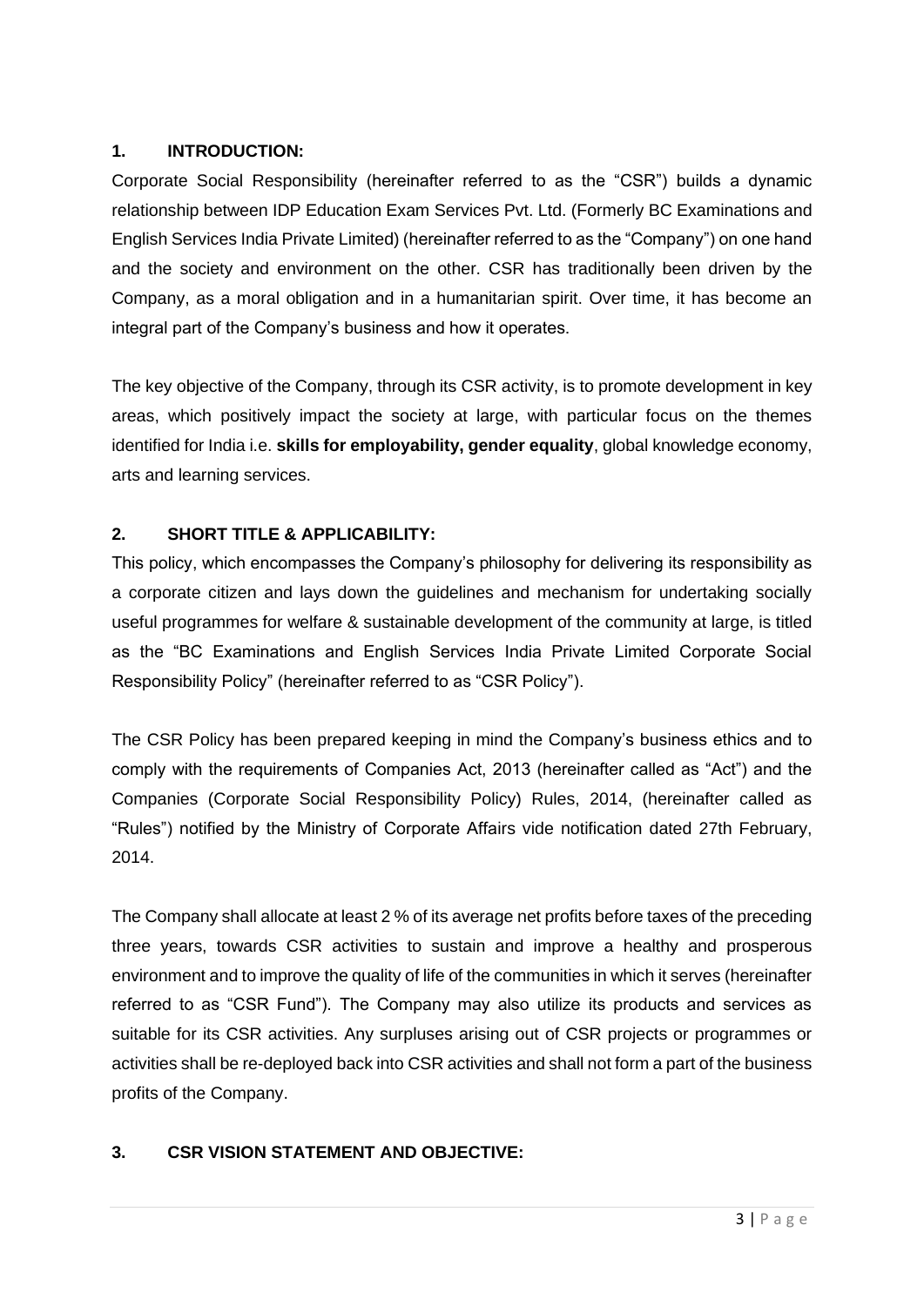## 1. INTRODUCTION:

Corporate Social Responsibility (hereinafter referred to as the "CSR") builds a dynamic relationship between IDP Education Exam Services Pvt. Ltd. (Formerly BC Examinations and English Services India Private Limited) (hereinafter referred to as the "Company") on one hand and the society and environment on the other. CSR has traditionally been driven by the Company, as a moral obligation and in a humanitarian spirit. Over time, it has become an integral part of the Company's business and how it operates.

The key objective of the Company, through its CSR activity, is to promote development in key areas, which positively impact the society at large, with particular focus on the themes identified for India i.e. **skills for employability, gender equality**, global knowledge economy, arts and learning services.

## 2. SHORT TITLE & APPLICABILITY:

This policy, which encompasses the Company's philosophy for delivering its responsibility as a corporate citizen and lays down the guidelines and mechanism for undertaking socially useful programmes for welfare & sustainable development of the community at large, is titled as the "BC Examinations and English Services India Private Limited Corporate Social Responsibility Policy" (hereinafter referred to as "CSR Policy").

The CSR Policy has been prepared keeping in mind the Company's business ethics and to comply with the requirements of Companies Act, 2013 (hereinafter called as "Act") and the Companies (Corporate Social Responsibility Policy) Rules, 2014, (hereinafter called as "Rules") notified by the Ministry of Corporate Affairs vide notification dated 27th February, 2014.

The Company shall allocate at least 2 % of its average net profits before taxes of the preceding three years, towards CSR activities to sustain and improve a healthy and prosperous environment and to improve the quality of life of the communities in which it serves (hereinafter referred to as "CSR Fund"). The Company may also utilize its products and services as suitable for its CSR activities. Any surpluses arising out of CSR projects or programmes or activities shall be re-deployed back into CSR activities and shall not form a part of the business profits of the Company.

## 3. CSR VISION STATEMENT AND OBJECTIVE: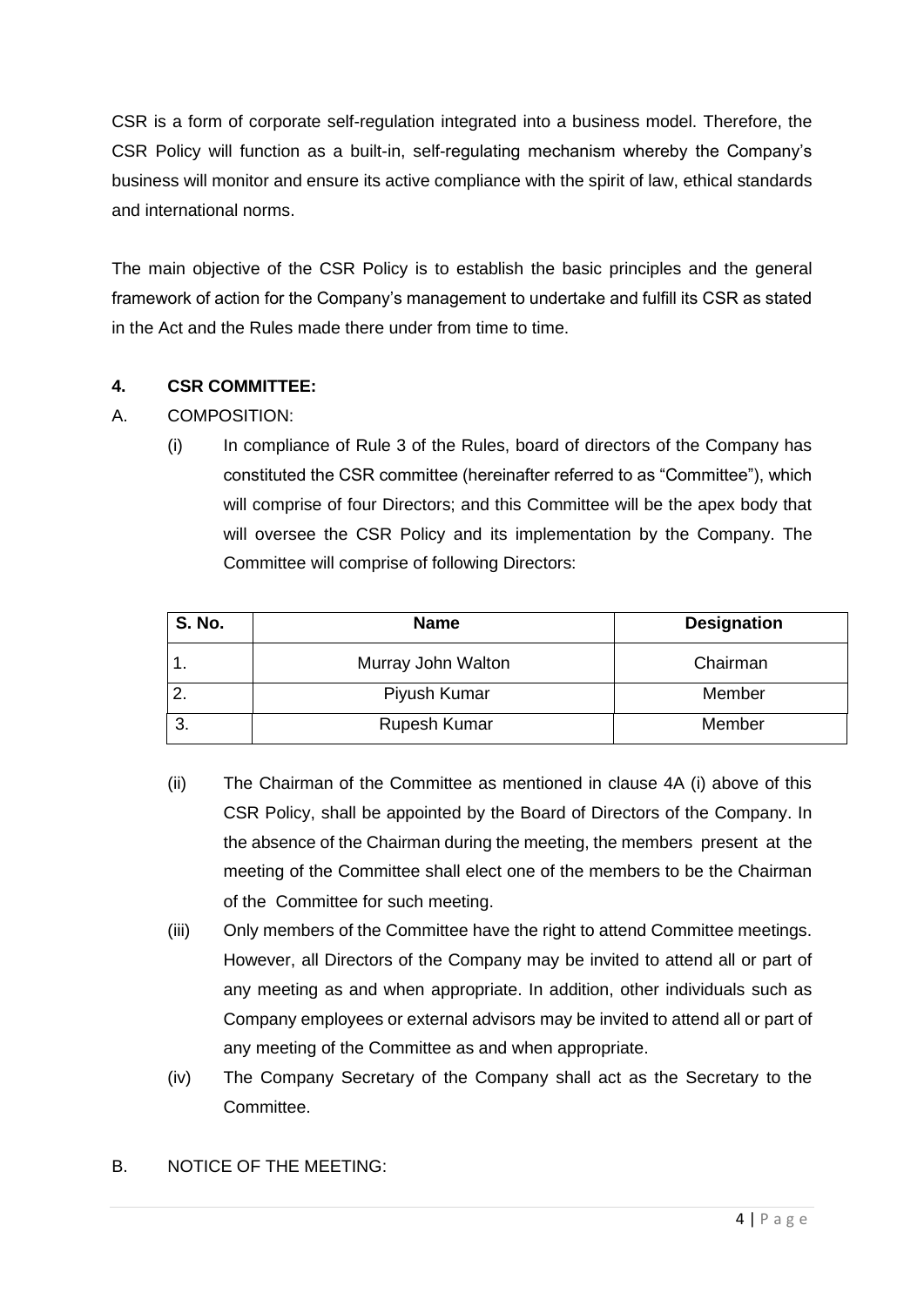CSR is a form of corporate self-regulation integrated into a business model. Therefore, the CSR Policy will function as a built-in, self-regulating mechanism whereby the Company's business will monitor and ensure its active compliance with the spirit of law, ethical standards and international norms.

The main objective of the CSR Policy is to establish the basic principles and the general framework of action for the Company's management to undertake and fulfill its CSR as stated in the Act and the Rules made there under from time to time.

## 4. CSR COMMITTEE:

A. COMPOSITION:

(i) In compliance of Rule 3 of the Rules, board of directors of the Company has constituted the CSR committee (hereinafter referred to as "Committee"), which will comprise of four Directors; and this Committee will be the apex body that will oversee the CSR Policy and its implementation by the Company. The Committee will comprise of following Directors:

| S. No. | Name | Designation |
|---|---|---|
| 1. | Murray John Walton | Chairman |
| 2. | Piyush Kumar | Member |
| 3. | Rupesh Kumar | Member |

(ii) The Chairman of the Committee as mentioned in clause 4A (i) above of this CSR Policy, shall be appointed by the Board of Directors of the Company. In the absence of the Chairman during the meeting, the members present at the meeting of the Committee shall elect one of the members to be the Chairman of the Committee for such meeting.

(iii) Only members of the Committee have the right to attend Committee meetings. However, all Directors of the Company may be invited to attend all or part of any meeting as and when appropriate. In addition, other individuals such as Company employees or external advisors may be invited to attend all or part of any meeting of the Committee as and when appropriate.

(iv) The Company Secretary of the Company shall act as the Secretary to the Committee.

B. NOTICE OF THE MEETING: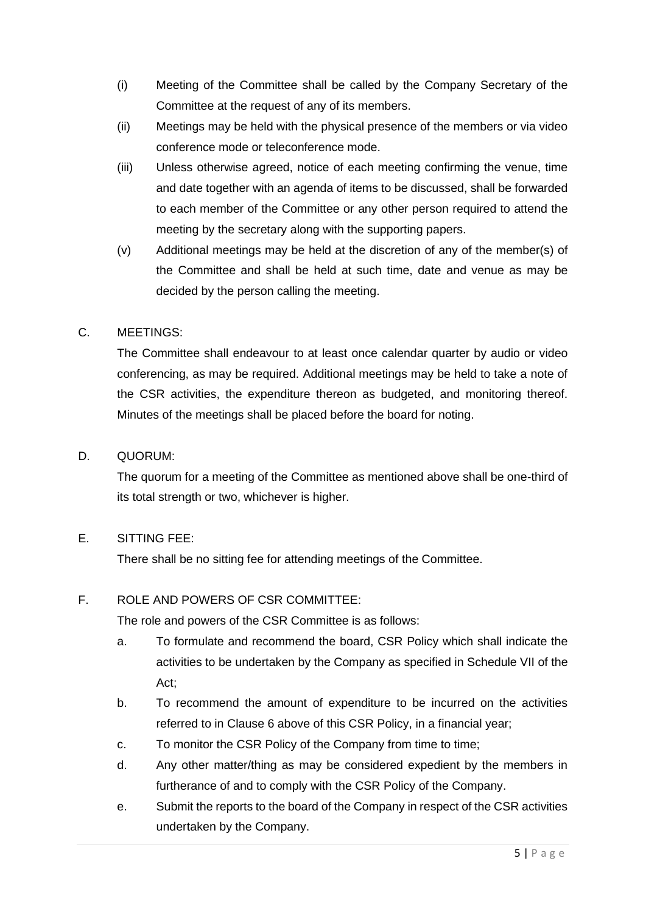(i) Meeting of the Committee shall be called by the Company Secretary of the Committee at the request of any of its members.

(ii) Meetings may be held with the physical presence of the members or via video conference mode or teleconference mode.

(iii) Unless otherwise agreed, notice of each meeting confirming the venue, time and date together with an agenda of items to be discussed, shall be forwarded to each member of the Committee or any other person required to attend the meeting by the secretary along with the supporting papers.

(v) Additional meetings may be held at the discretion of any of the member(s) of the Committee and shall be held at such time, date and venue as may be decided by the person calling the meeting.

C. MEETINGS:

The Committee shall endeavour to at least once calendar quarter by audio or video conferencing, as may be required. Additional meetings may be held to take a note of the CSR activities, the expenditure thereon as budgeted, and monitoring thereof. Minutes of the meetings shall be placed before the board for noting.

D. QUORUM:

The quorum for a meeting of the Committee as mentioned above shall be one-third of its total strength or two, whichever is higher.

E. SITTING FEE:

There shall be no sitting fee for attending meetings of the Committee.

F. ROLE AND POWERS OF CSR COMMITTEE:

The role and powers of the CSR Committee is as follows:

a. To formulate and recommend the board, CSR Policy which shall indicate the activities to be undertaken by the Company as specified in Schedule VII of the Act;

b. To recommend the amount of expenditure to be incurred on the activities referred to in Clause 6 above of this CSR Policy, in a financial year;

c. To monitor the CSR Policy of the Company from time to time;

d. Any other matter/thing as may be considered expedient by the members in furtherance of and to comply with the CSR Policy of the Company.

e. Submit the reports to the board of the Company in respect of the CSR activities undertaken by the Company.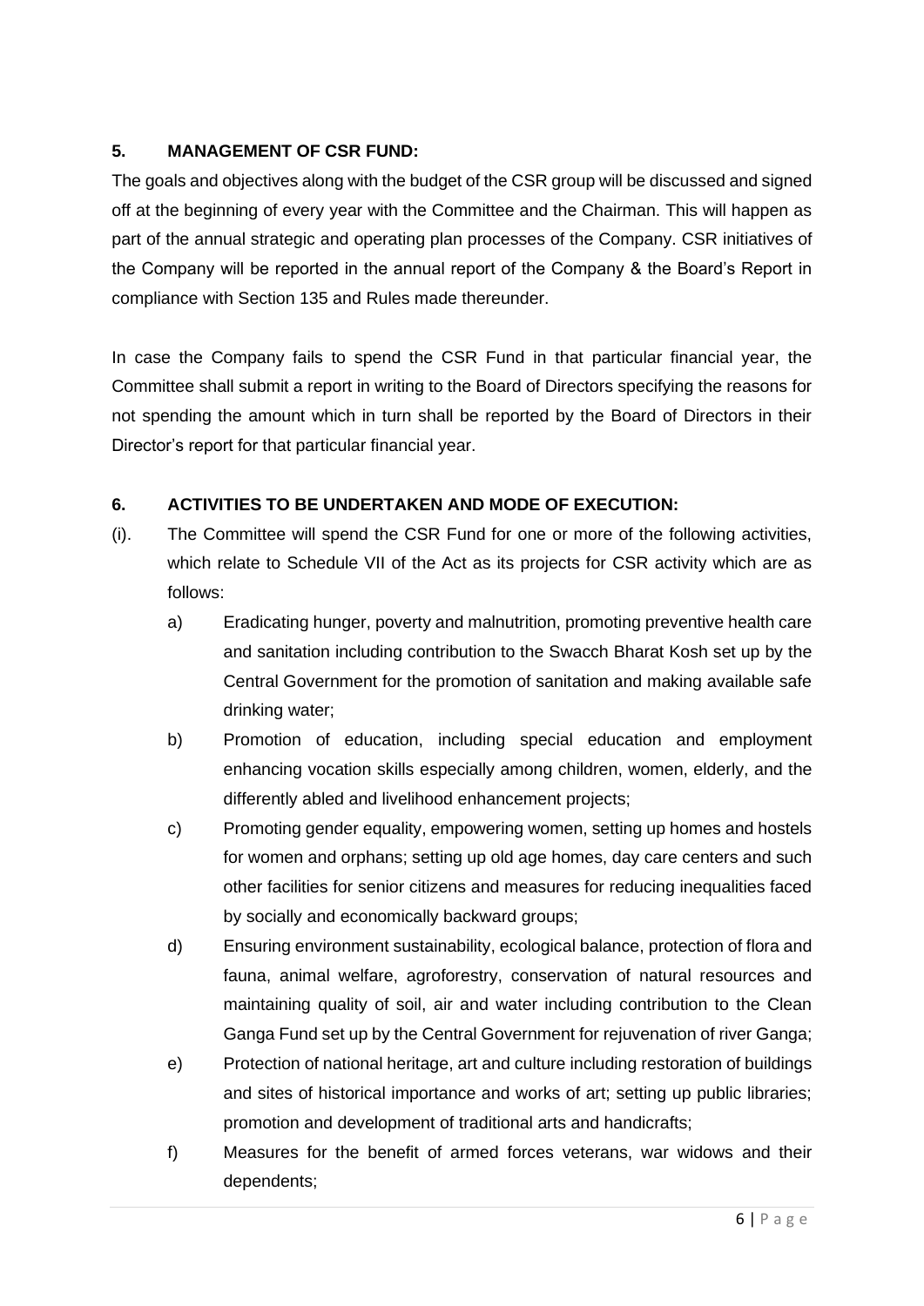## 5. MANAGEMENT OF CSR FUND:

The goals and objectives along with the budget of the CSR group will be discussed and signed off at the beginning of every year with the Committee and the Chairman. This will happen as part of the annual strategic and operating plan processes of the Company. CSR initiatives of the Company will be reported in the annual report of the Company & the Board's Report in compliance with Section 135 and Rules made thereunder.

In case the Company fails to spend the CSR Fund in that particular financial year, the Committee shall submit a report in writing to the Board of Directors specifying the reasons for not spending the amount which in turn shall be reported by the Board of Directors in their Director's report for that particular financial year.

## 6. ACTIVITIES TO BE UNDERTAKEN AND MODE OF EXECUTION:

(i). The Committee will spend the CSR Fund for one or more of the following activities, which relate to Schedule VII of the Act as its projects for CSR activity which are as follows:

a) Eradicating hunger, poverty and malnutrition, promoting preventive health care and sanitation including contribution to the Swacch Bharat Kosh set up by the Central Government for the promotion of sanitation and making available safe drinking water;

b) Promotion of education, including special education and employment enhancing vocation skills especially among children, women, elderly, and the differently abled and livelihood enhancement projects;

c) Promoting gender equality, empowering women, setting up homes and hostels for women and orphans; setting up old age homes, day care centers and such other facilities for senior citizens and measures for reducing inequalities faced by socially and economically backward groups;

d) Ensuring environment sustainability, ecological balance, protection of flora and fauna, animal welfare, agroforestry, conservation of natural resources and maintaining quality of soil, air and water including contribution to the Clean Ganga Fund set up by the Central Government for rejuvenation of river Ganga;

e) Protection of national heritage, art and culture including restoration of buildings and sites of historical importance and works of art; setting up public libraries; promotion and development of traditional arts and handicrafts;

f) Measures for the benefit of armed forces veterans, war widows and their dependents;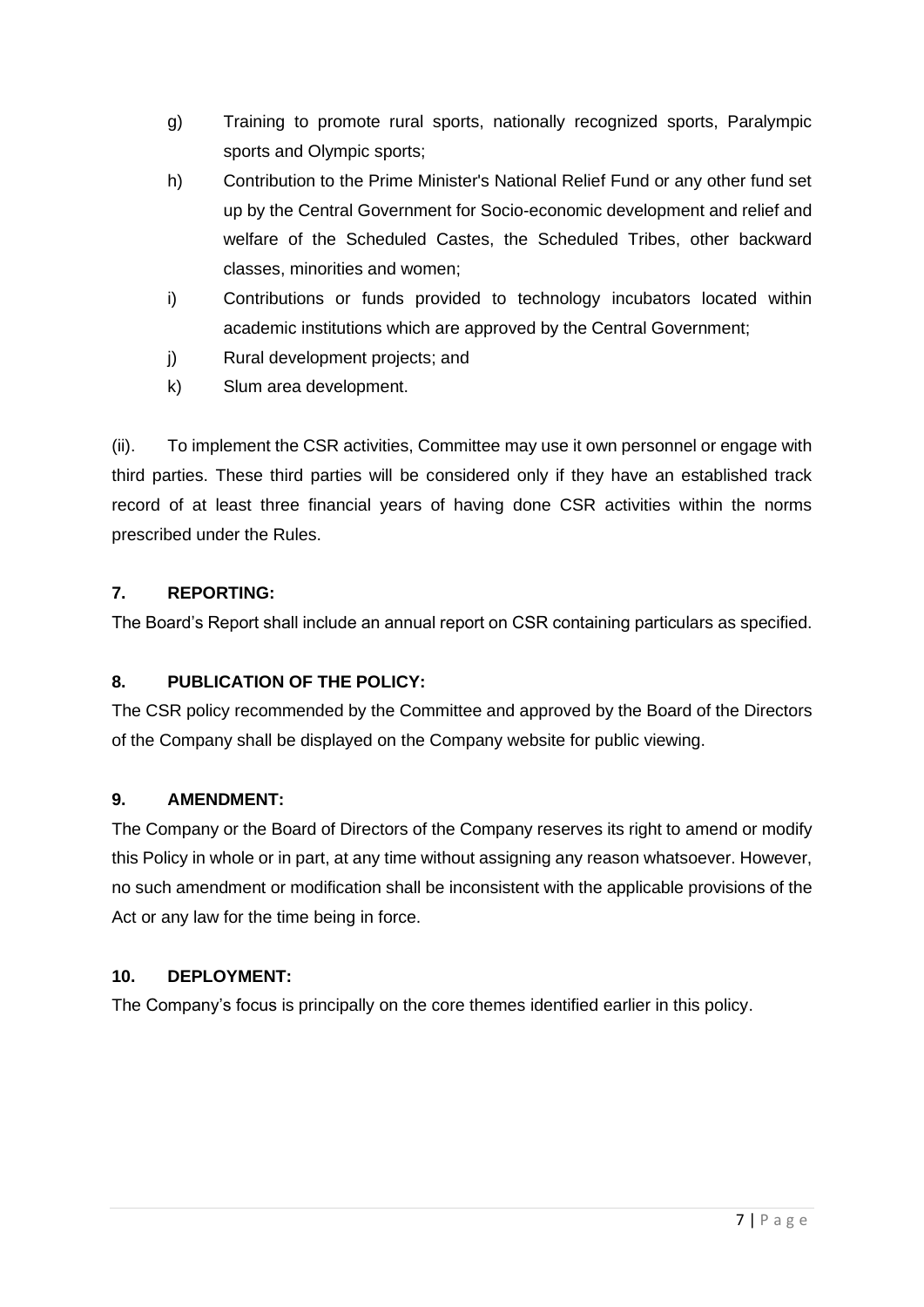g) Training to promote rural sports, nationally recognized sports, Paralympic sports and Olympic sports;

h) Contribution to the Prime Minister's National Relief Fund or any other fund set up by the Central Government for Socio-economic development and relief and welfare of the Scheduled Castes, the Scheduled Tribes, other backward classes, minorities and women;

i) Contributions or funds provided to technology incubators located within academic institutions which are approved by the Central Government;

j) Rural development projects; and

k) Slum area development.

(ii). To implement the CSR activities, Committee may use it own personnel or engage with third parties. These third parties will be considered only if they have an established track record of at least three financial years of having done CSR activities within the norms prescribed under the Rules.

**7. REPORTING:**

The Board's Report shall include an annual report on CSR containing particulars as specified.

**8. PUBLICATION OF THE POLICY:**

The CSR policy recommended by the Committee and approved by the Board of the Directors of the Company shall be displayed on the Company website for public viewing.

**9. AMENDMENT:**

The Company or the Board of Directors of the Company reserves its right to amend or modify this Policy in whole or in part, at any time without assigning any reason whatsoever. However, no such amendment or modification shall be inconsistent with the applicable provisions of the Act or any law for the time being in force.

**10. DEPLOYMENT:**

The Company's focus is principally on the core themes identified earlier in this policy.